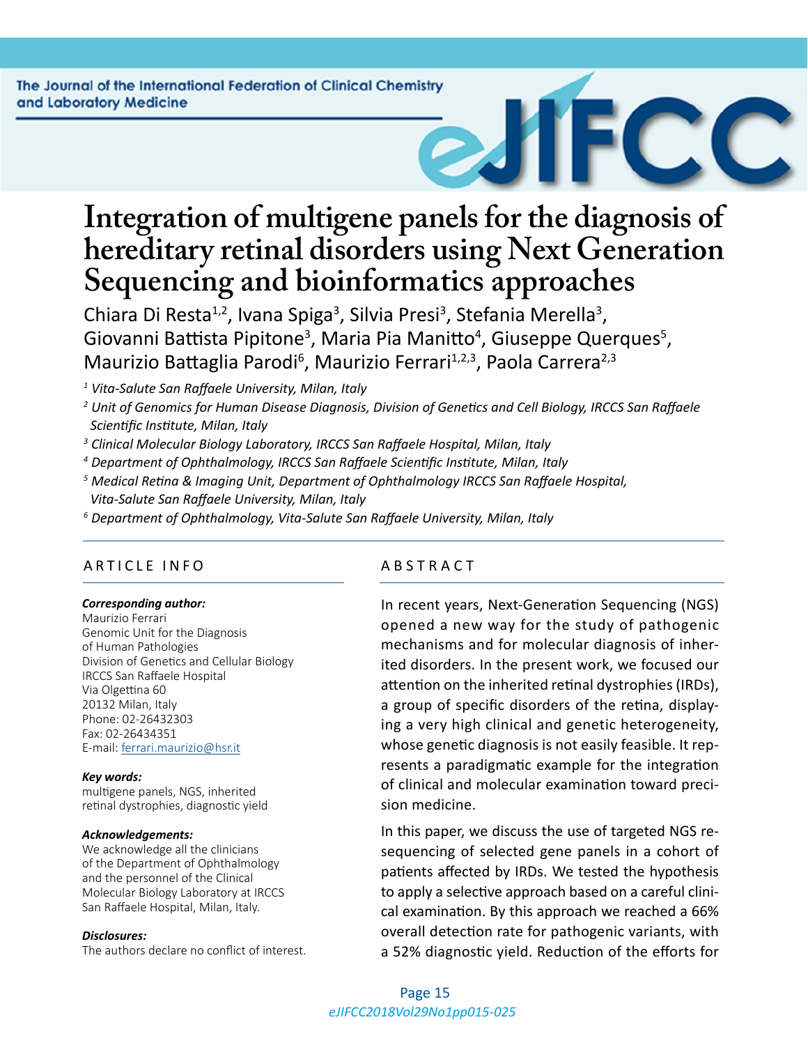# Integration of multigene panels for the diagnosis of hereditary retinal disorders using Next Generation Sequencing and bioinformatics approaches

Chiara Di Resta[1,2], Ivana Spiga[3], Silvia Presi[3], Stefania Merella[3], Giovanni Battista Pipitone[3], Maria Pia Manitto[4], Giuseppe Querques[5], Maurizio Battaglia Parodi[6], Maurizio Ferrari[1,2,3], Paola Carrera[2,3]

*[1] Vita-Salute San Raffaele University, Milan, Italy*

*[2] Unit of Genomics for Human Disease Diagnosis, Division of Genetics and Cell Biology, IRCCS San Raffaele Scientific Institute, Milan, Italy*

*[3] Clinical Molecular Biology Laboratory, IRCCS San Raffaele Hospital, Milan, Italy*

*[4] Department of Ophthalmology, IRCCS San Raffaele Scientific Institute, Milan, Italy*

*[5] Medical Retina & Imaging Unit, Department of Ophthalmology IRCCS San Raffaele Hospital, Vita-Salute San Raffaele University, Milan, Italy*

*[6] Department of Ophthalmology, Vita-Salute San Raffaele University, Milan, Italy*

## ARTICLE INFO

***Corresponding author:***
Maurizio Ferrari
Genomic Unit for the Diagnosis of Human Pathologies
Division of Genetics and Cellular Biology
IRCCS San Raffaele Hospital
Via Olgettina 60
20132 Milan, Italy
Phone: 02-26432303
Fax: 02-26434351
E-mail: ferrari.maurizio@hsr.it

***Key words:***
multigene panels, NGS, inherited retinal dystrophies, diagnostic yield

***Acknowledgements:***
We acknowledge all the clinicians of the Department of Ophthalmology and the personnel of the Clinical Molecular Biology Laboratory at IRCCS San Raffaele Hospital, Milan, Italy.

***Disclosures:***
The authors declare no conflict of interest.

## ABSTRACT

In recent years, Next-Generation Sequencing (NGS) opened a new way for the study of pathogenic mechanisms and for molecular diagnosis of inherited disorders. In the present work, we focused our attention on the inherited retinal dystrophies (IRDs), a group of specific disorders of the retina, displaying a very high clinical and genetic heterogeneity, whose genetic diagnosis is not easily feasible. It represents a paradigmatic example for the integration of clinical and molecular examination toward precision medicine.

In this paper, we discuss the use of targeted NGS resequencing of selected gene panels in a cohort of patients affected by IRDs. We tested the hypothesis to apply a selective approach based on a careful clinical examination. By this approach we reached a 66% overall detection rate for pathogenic variants, with a 52% diagnostic yield. Reduction of the efforts for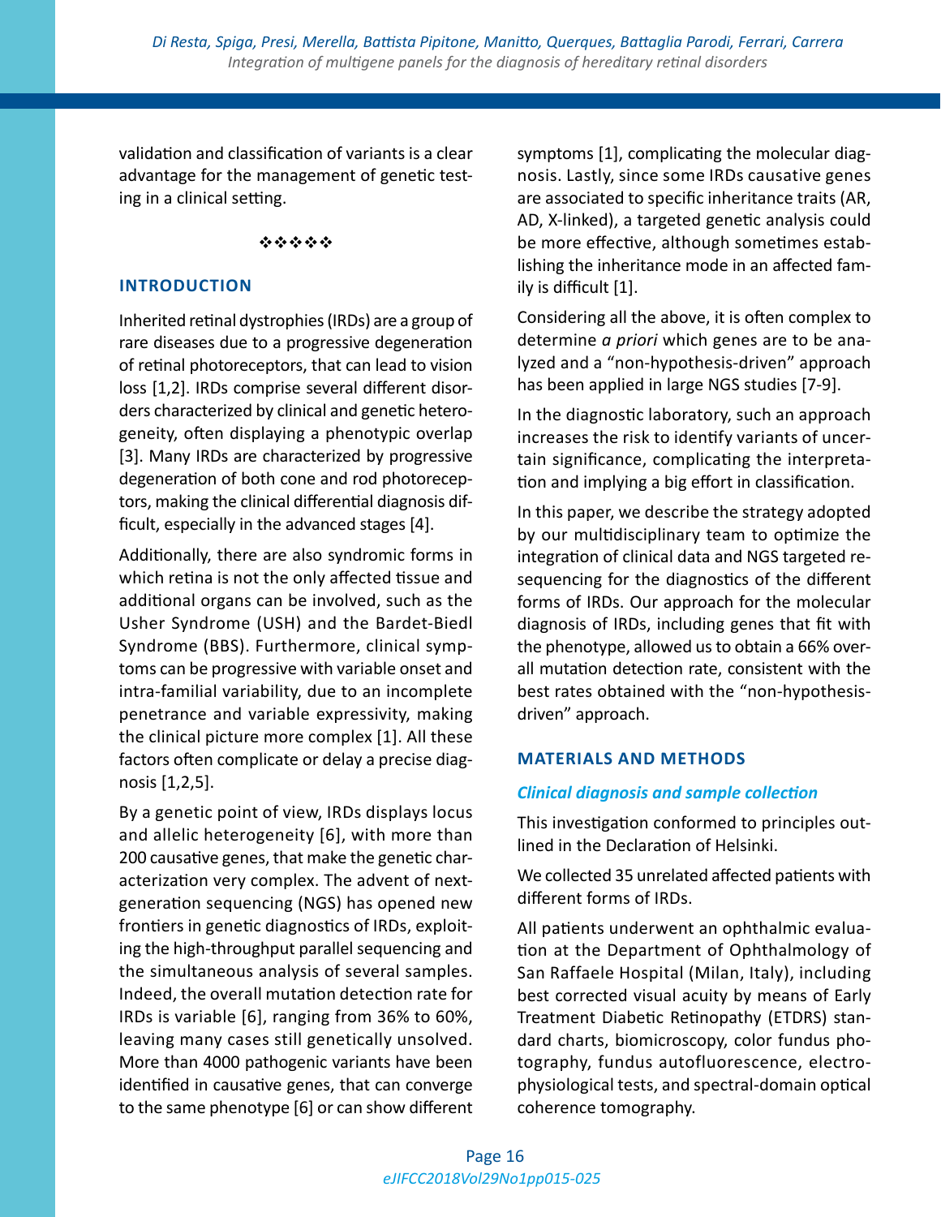validation and classification of variants is a clear advantage for the management of genetic testing in a clinical setting.

❖❖❖❖❖

## INTRODUCTION

Inherited retinal dystrophies (IRDs) are a group of rare diseases due to a progressive degeneration of retinal photoreceptors, that can lead to vision loss [1,2]. IRDs comprise several different disorders characterized by clinical and genetic heterogeneity, often displaying a phenotypic overlap [3]. Many IRDs are characterized by progressive degeneration of both cone and rod photoreceptors, making the clinical differential diagnosis difficult, especially in the advanced stages [4].

Additionally, there are also syndromic forms in which retina is not the only affected tissue and additional organs can be involved, such as the Usher Syndrome (USH) and the Bardet-Biedl Syndrome (BBS). Furthermore, clinical symptoms can be progressive with variable onset and intra-familial variability, due to an incomplete penetrance and variable expressivity, making the clinical picture more complex [1]. All these factors often complicate or delay a precise diagnosis [1,2,5].

By a genetic point of view, IRDs displays locus and allelic heterogeneity [6], with more than 200 causative genes, that make the genetic characterization very complex. The advent of next-generation sequencing (NGS) has opened new frontiers in genetic diagnostics of IRDs, exploiting the high-throughput parallel sequencing and the simultaneous analysis of several samples. Indeed, the overall mutation detection rate for IRDs is variable [6], ranging from 36% to 60%, leaving many cases still genetically unsolved. More than 4000 pathogenic variants have been identified in causative genes, that can converge to the same phenotype [6] or can show different symptoms [1], complicating the molecular diagnosis. Lastly, since some IRDs causative genes are associated to specific inheritance traits (AR, AD, X-linked), a targeted genetic analysis could be more effective, although sometimes establishing the inheritance mode in an affected family is difficult [1].

Considering all the above, it is often complex to determine *a priori* which genes are to be analyzed and a "non-hypothesis-driven" approach has been applied in large NGS studies [7-9].

In the diagnostic laboratory, such an approach increases the risk to identify variants of uncertain significance, complicating the interpretation and implying a big effort in classification.

In this paper, we describe the strategy adopted by our multidisciplinary team to optimize the integration of clinical data and NGS targeted resequencing for the diagnostics of the different forms of IRDs. Our approach for the molecular diagnosis of IRDs, including genes that fit with the phenotype, allowed us to obtain a 66% overall mutation detection rate, consistent with the best rates obtained with the "non-hypothesis-driven" approach.

## MATERIALS AND METHODS

### *Clinical diagnosis and sample collection*

This investigation conformed to principles outlined in the Declaration of Helsinki.

We collected 35 unrelated affected patients with different forms of IRDs.

All patients underwent an ophthalmic evaluation at the Department of Ophthalmology of San Raffaele Hospital (Milan, Italy), including best corrected visual acuity by means of Early Treatment Diabetic Retinopathy (ETDRS) standard charts, biomicroscopy, color fundus photography, fundus autofluorescence, electrophysiological tests, and spectral-domain optical coherence tomography.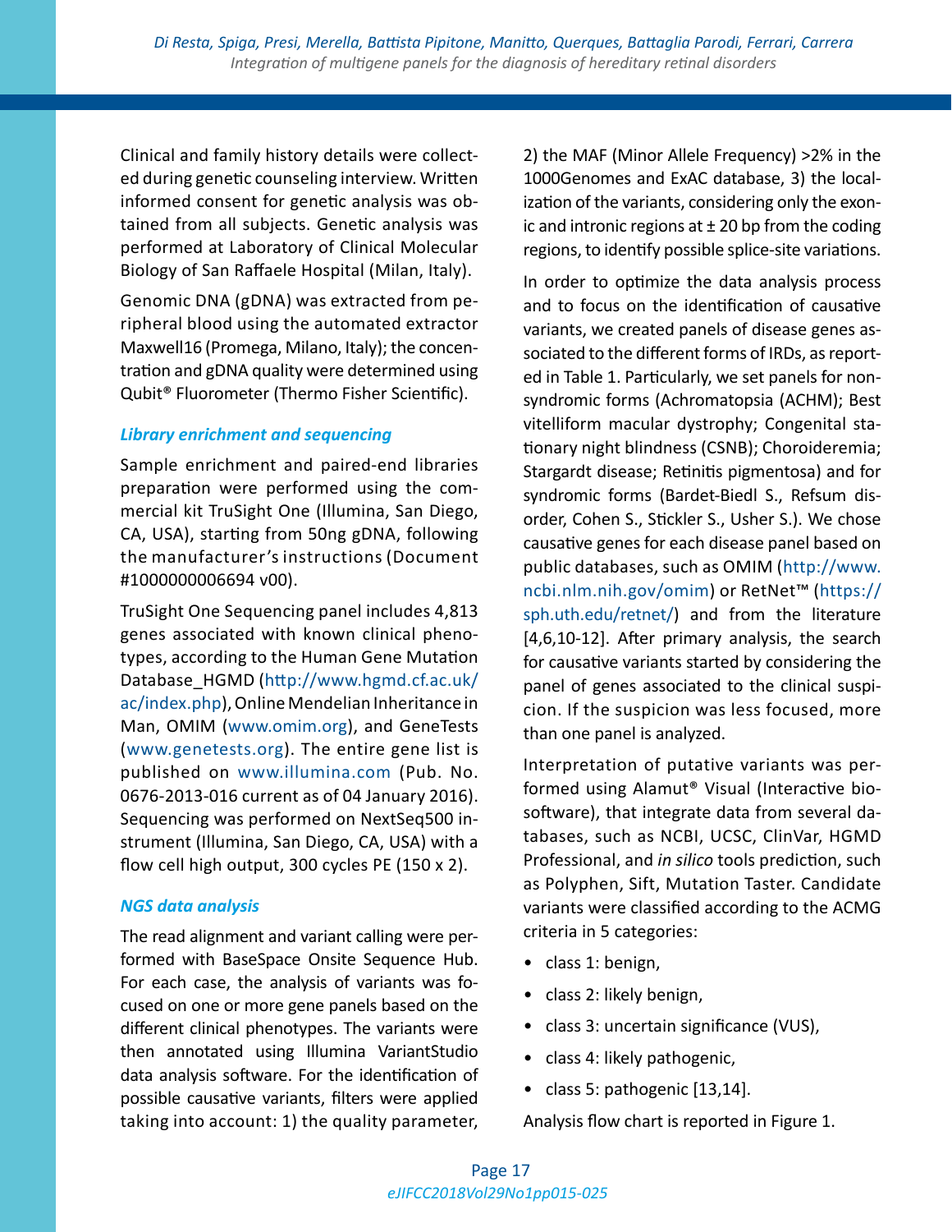Clinical and family history details were collected during genetic counseling interview. Written informed consent for genetic analysis was obtained from all subjects. Genetic analysis was performed at Laboratory of Clinical Molecular Biology of San Raffaele Hospital (Milan, Italy).

Genomic DNA (gDNA) was extracted from peripheral blood using the automated extractor Maxwell16 (Promega, Milano, Italy); the concentration and gDNA quality were determined using Qubit® Fluorometer (Thermo Fisher Scientific).

### *Library enrichment and sequencing*

Sample enrichment and paired-end libraries preparation were performed using the commercial kit TruSight One (Illumina, San Diego, CA, USA), starting from 50ng gDNA, following the manufacturer's instructions (Document #1000000006694 v00).

TruSight One Sequencing panel includes 4,813 genes associated with known clinical phenotypes, according to the Human Gene Mutation Database_HGMD (http://www.hgmd.cf.ac.uk/ac/index.php), Online Mendelian Inheritance in Man, OMIM (www.omim.org), and GeneTests (www.genetests.org). The entire gene list is published on www.illumina.com (Pub. No. 0676-2013-016 current as of 04 January 2016). Sequencing was performed on NextSeq500 instrument (Illumina, San Diego, CA, USA) with a flow cell high output, 300 cycles PE (150 x 2).

### *NGS data analysis*

The read alignment and variant calling were performed with BaseSpace Onsite Sequence Hub. For each case, the analysis of variants was focused on one or more gene panels based on the different clinical phenotypes. The variants were then annotated using Illumina VariantStudio data analysis software. For the identification of possible causative variants, filters were applied taking into account: 1) the quality parameter, 2) the MAF (Minor Allele Frequency) >2% in the 1000Genomes and ExAC database, 3) the localization of the variants, considering only the exonic and intronic regions at ± 20 bp from the coding regions, to identify possible splice-site variations.

In order to optimize the data analysis process and to focus on the identification of causative variants, we created panels of disease genes associated to the different forms of IRDs, as reported in Table 1. Particularly, we set panels for non-syndromic forms (Achromatopsia (ACHM); Best vitelliform macular dystrophy; Congenital stationary night blindness (CSNB); Choroideremia; Stargardt disease; Retinitis pigmentosa) and for syndromic forms (Bardet-Biedl S., Refsum disorder, Cohen S., Stickler S., Usher S.). We chose causative genes for each disease panel based on public databases, such as OMIM (http://www.ncbi.nlm.nih.gov/omim) or RetNet™ (https://sph.uth.edu/retnet/) and from the literature [4,6,10-12]. After primary analysis, the search for causative variants started by considering the panel of genes associated to the clinical suspicion. If the suspicion was less focused, more than one panel is analyzed.

Interpretation of putative variants was performed using Alamut® Visual (Interactive biosoftware), that integrate data from several databases, such as NCBI, UCSC, ClinVar, HGMD Professional, and *in silico* tools prediction, such as Polyphen, Sift, Mutation Taster. Candidate variants were classified according to the ACMG criteria in 5 categories:

- class 1: benign,
- class 2: likely benign,
- class 3: uncertain significance (VUS),
- class 4: likely pathogenic,
- class 5: pathogenic [13,14].

Analysis flow chart is reported in Figure 1.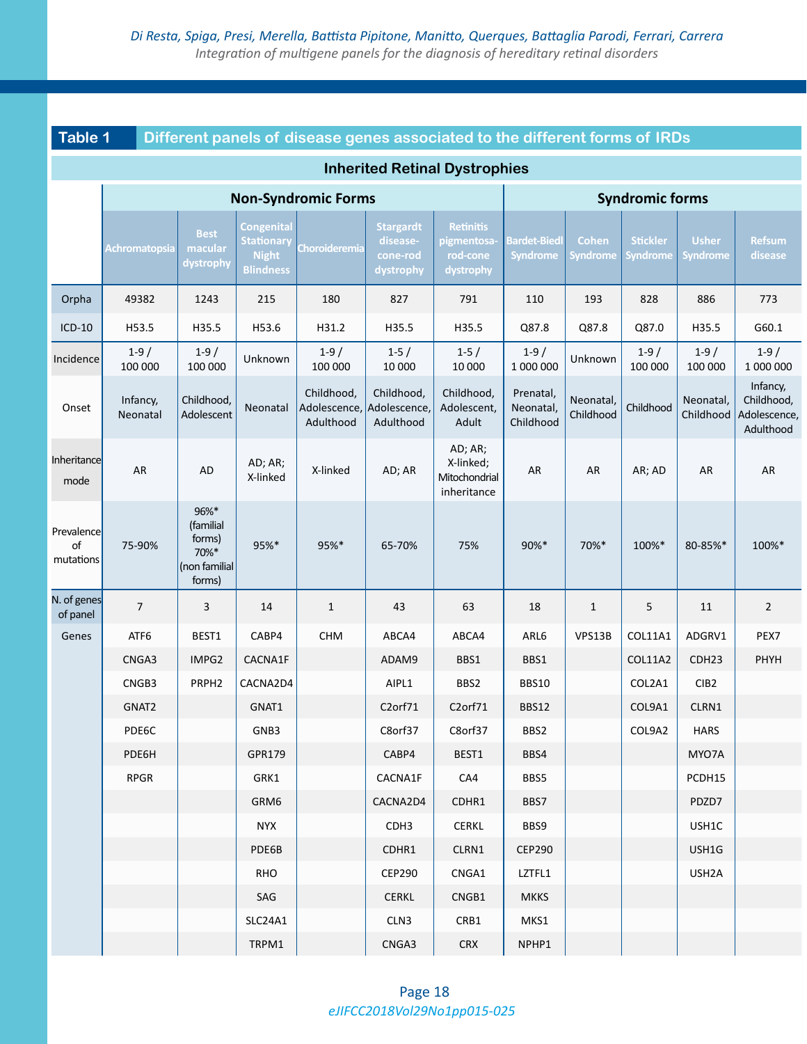**Table 1 Different panels of disease genes associated to the different forms of IRDs**

| Inherited Retinal Dystrophies | Non-Syndromic Forms | | | | | | Syndromic forms | | | | |
|---|---|---|---|---|---|---|---|---|---|---|---|
| | Achromatopsia | Best macular dystrophy | Congenital Stationary Night Blindness | Choroideremia | Stargardt disease-cone-rod dystrophy | Retinitis pigmentosa-rod-cone dystrophy | Bardet-Biedl Syndrome | Cohen Syndrome | Stickler Syndrome | Usher Syndrome | Refsum disease |
| Orpha | 49382 | 1243 | 215 | 180 | 827 | 791 | 110 | 193 | 828 | 886 | 773 |
| ICD-10 | H53.5 | H35.5 | H53.6 | H31.2 | H35.5 | H35.5 | Q87.8 | Q87.8 | Q87.0 | H35.5 | G60.1 |
| Incidence | 1-9 / 100 000 | 1-9 / 100 000 | Unknown | 1-9 / 100 000 | 1-5 / 10 000 | 1-5 / 10 000 | 1-9 / 1 000 000 | Unknown | 1-9 / 100 000 | 1-9 / 100 000 | 1-9 / 1 000 000 |
| Onset | Infancy, Neonatal | Childhood, Adolescent | Neonatal | Childhood, Adolescence, Adulthood | Childhood, Adolescence, Adulthood | Childhood, Adolescent, Adult | Prenatal, Neonatal, Childhood | Neonatal, Childhood | Childhood | Neonatal, Childhood | Infancy, Childhood, Adolescence, Adulthood |
| Inheritance mode | AR | AD | AD; AR; X-linked | X-linked | AD; AR | AD; AR; X-linked; Mitochondrial inheritance | AR | AR | AR; AD | AR | AR |
| Prevalence of mutations | 75-90% | 96%* (familial forms) 70%* (non familial forms) | 95%* | 95%* | 65-70% | 75% | 90%* | 70%* | 100%* | 80-85%* | 100%* |
| N. of genes of panel | 7 | 3 | 14 | 1 | 43 | 63 | 18 | 1 | 5 | 11 | 2 |
| Genes | ATF6 | BEST1 | CABP4 | CHM | ABCA4 | ABCA4 | ARL6 | VPS13B | COL11A1 | ADGRV1 | PEX7 |
| | CNGA3 | IMPG2 | CACNA1F | | ADAM9 | BBS1 | BBS1 | | COL11A2 | CDH23 | PHYH |
| | CNGB3 | PRPH2 | CACNA2D4 | | AIPL1 | BBS2 | BBS10 | | COL2A1 | CIB2 | |
| | GNAT2 | | GNAT1 | | C2orf71 | C2orf71 | BBS12 | | COL9A1 | CLRN1 | |
| | PDE6C | | GNB3 | | C8orf37 | C8orf37 | BBS2 | | COL9A2 | HARS | |
| | PDE6H | | GPR179 | | CABP4 | BEST1 | BBS4 | | | MYO7A | |
| | RPGR | | GRK1 | | CACNA1F | CA4 | BBS5 | | | PCDH15 | |
| | | | GRM6 | | CACNA2D4 | CDHR1 | BBS7 | | | PDZD7 | |
| | | | NYX | | CDH3 | CERKL | BBS9 | | | USH1C | |
| | | | PDE6B | | CDHR1 | CLRN1 | CEP290 | | | USH1G | |
| | | | RHO | | CEP290 | CNGA1 | LZTFL1 | | | USH2A | |
| | | | SAG | | CERKL | CNGB1 | MKKS | | | | |
| | | | SLC24A1 | | CLN3 | CRB1 | MKS1 | | | | |
| | | | TRPM1 | | CNGA3 | CRX | NPHP1 | | | | |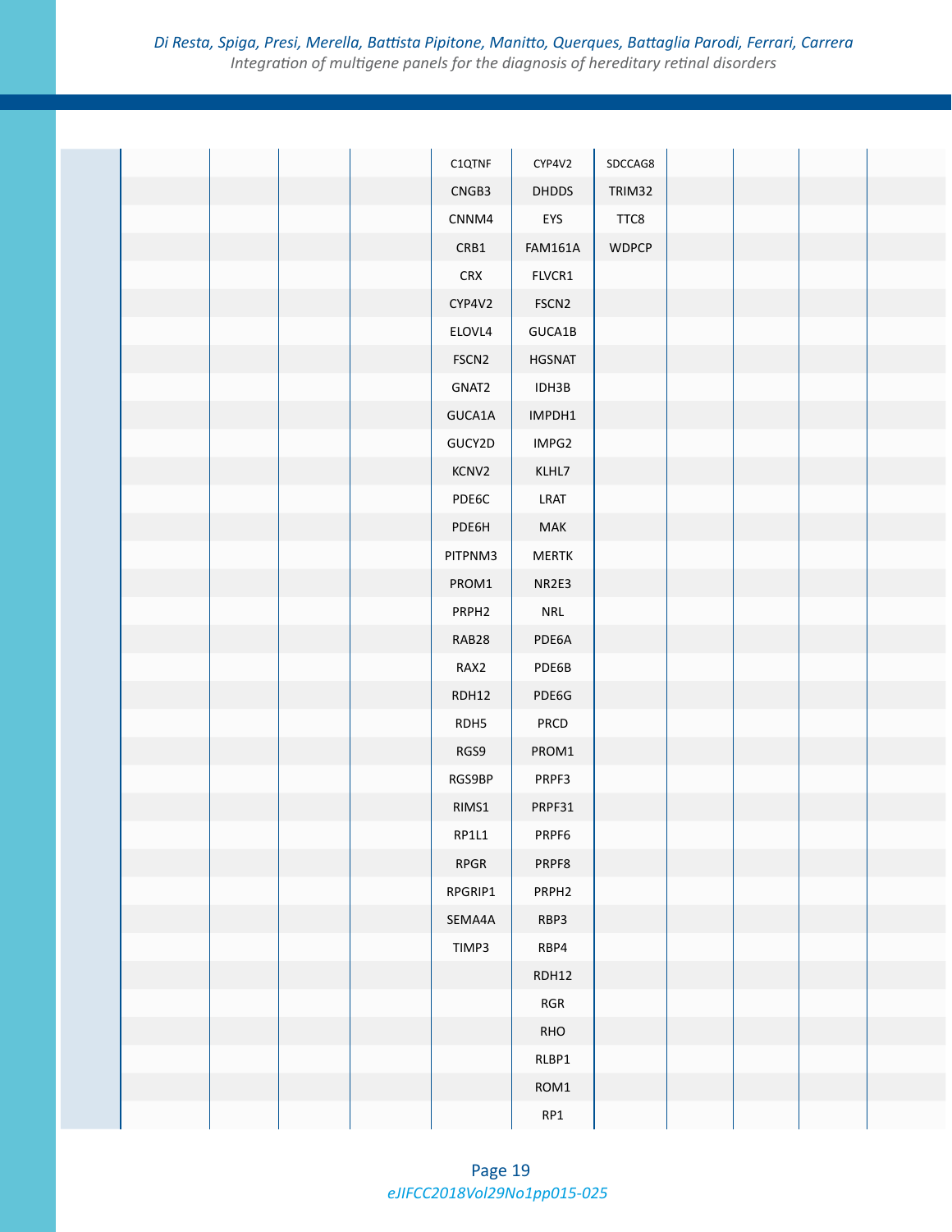| | | | | | | | | | | | |
|---|---|---|---|---|---|---|---|---|---|---|---|
| | | | | | C1QTNF | CYP4V2 | SDCCAG8 | | | | |
| | | | | | CNGB3 | DHDDS | TRIM32 | | | | |
| | | | | | CNNM4 | EYS | TTC8 | | | | |
| | | | | | CRB1 | FAM161A | WDPCP | | | | |
| | | | | | CRX | FLVCR1 | | | | | |
| | | | | | CYP4V2 | FSCN2 | | | | | |
| | | | | | ELOVL4 | GUCA1B | | | | | |
| | | | | | FSCN2 | HGSNAT | | | | | |
| | | | | | GNAT2 | IDH3B | | | | | |
| | | | | | GUCA1A | IMPDH1 | | | | | |
| | | | | | GUCY2D | IMPG2 | | | | | |
| | | | | | KCNV2 | KLHL7 | | | | | |
| | | | | | PDE6C | LRAT | | | | | |
| | | | | | PDE6H | MAK | | | | | |
| | | | | | PITPNM3 | MERTK | | | | | |
| | | | | | PROM1 | NR2E3 | | | | | |
| | | | | | PRPH2 | NRL | | | | | |
| | | | | | RAB28 | PDE6A | | | | | |
| | | | | | RAX2 | PDE6B | | | | | |
| | | | | | RDH12 | PDE6G | | | | | |
| | | | | | RDH5 | PRCD | | | | | |
| | | | | | RGS9 | PROM1 | | | | | |
| | | | | | RGS9BP | PRPF3 | | | | | |
| | | | | | RIMS1 | PRPF31 | | | | | |
| | | | | | RP1L1 | PRPF6 | | | | | |
| | | | | | RPGR | PRPF8 | | | | | |
| | | | | | RPGRIP1 | PRPH2 | | | | | |
| | | | | | SEMA4A | RBP3 | | | | | |
| | | | | | TIMP3 | RBP4 | | | | | |
| | | | | | | RDH12 | | | | | |
| | | | | | | RGR | | | | | |
| | | | | | | RHO | | | | | |
| | | | | | | RLBP1 | | | | | |
| | | | | | | ROM1 | | | | | |
| | | | | | | RP1 | | | | | |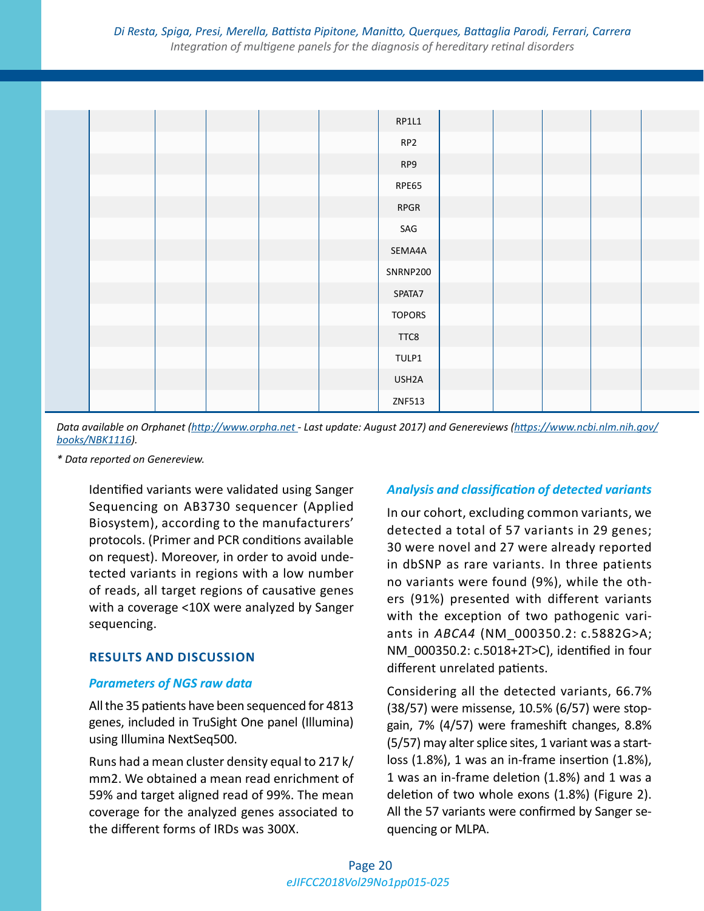| | | | | | | | | | | |
|---|---|---|---|---|---|---|---|---|---|---|
| | | | | | | RP1L1 | | | | |
| | | | | | | RP2 | | | | |
| | | | | | | RP9 | | | | |
| | | | | | | RPE65 | | | | |
| | | | | | | RPGR | | | | |
| | | | | | | SAG | | | | |
| | | | | | | SEMA4A | | | | |
| | | | | | | SNRNP200 | | | | |
| | | | | | | SPATA7 | | | | |
| | | | | | | TOPORS | | | | |
| | | | | | | TTC8 | | | | |
| | | | | | | TULP1 | | | | |
| | | | | | | USH2A | | | | |
| | | | | | | ZNF513 | | | | |

*Data available on Orphanet (http://www.orpha.net - Last update: August 2017) and Genereviews (https://www.ncbi.nlm.nih.gov/books/NBK1116).*

** Data reported on Genereview.*

Identified variants were validated using Sanger Sequencing on AB3730 sequencer (Applied Biosystem), according to the manufacturers' protocols. (Primer and PCR conditions available on request). Moreover, in order to avoid undetected variants in regions with a low number of reads, all target regions of causative genes with a coverage <10X were analyzed by Sanger sequencing.

## RESULTS AND DISCUSSION

### *Parameters of NGS raw data*

All the 35 patients have been sequenced for 4813 genes, included in TruSight One panel (Illumina) using Illumina NextSeq500.

Runs had a mean cluster density equal to 217 k/mm2. We obtained a mean read enrichment of 59% and target aligned read of 99%. The mean coverage for the analyzed genes associated to the different forms of IRDs was 300X.

### *Analysis and classification of detected variants*

In our cohort, excluding common variants, we detected a total of 57 variants in 29 genes; 30 were novel and 27 were already reported in dbSNP as rare variants. In three patients no variants were found (9%), while the others (91%) presented with different variants with the exception of two pathogenic variants in *ABCA4* (NM_000350.2: c.5882G>A; NM_000350.2: c.5018+2T>C), identified in four different unrelated patients.

Considering all the detected variants, 66.7% (38/57) were missense, 10.5% (6/57) were stop-gain, 7% (4/57) were frameshift changes, 8.8% (5/57) may alter splice sites, 1 variant was a start-loss (1.8%), 1 was an in-frame insertion (1.8%), 1 was an in-frame deletion (1.8%) and 1 was a deletion of two whole exons (1.8%) (Figure 2). All the 57 variants were confirmed by Sanger sequencing or MLPA.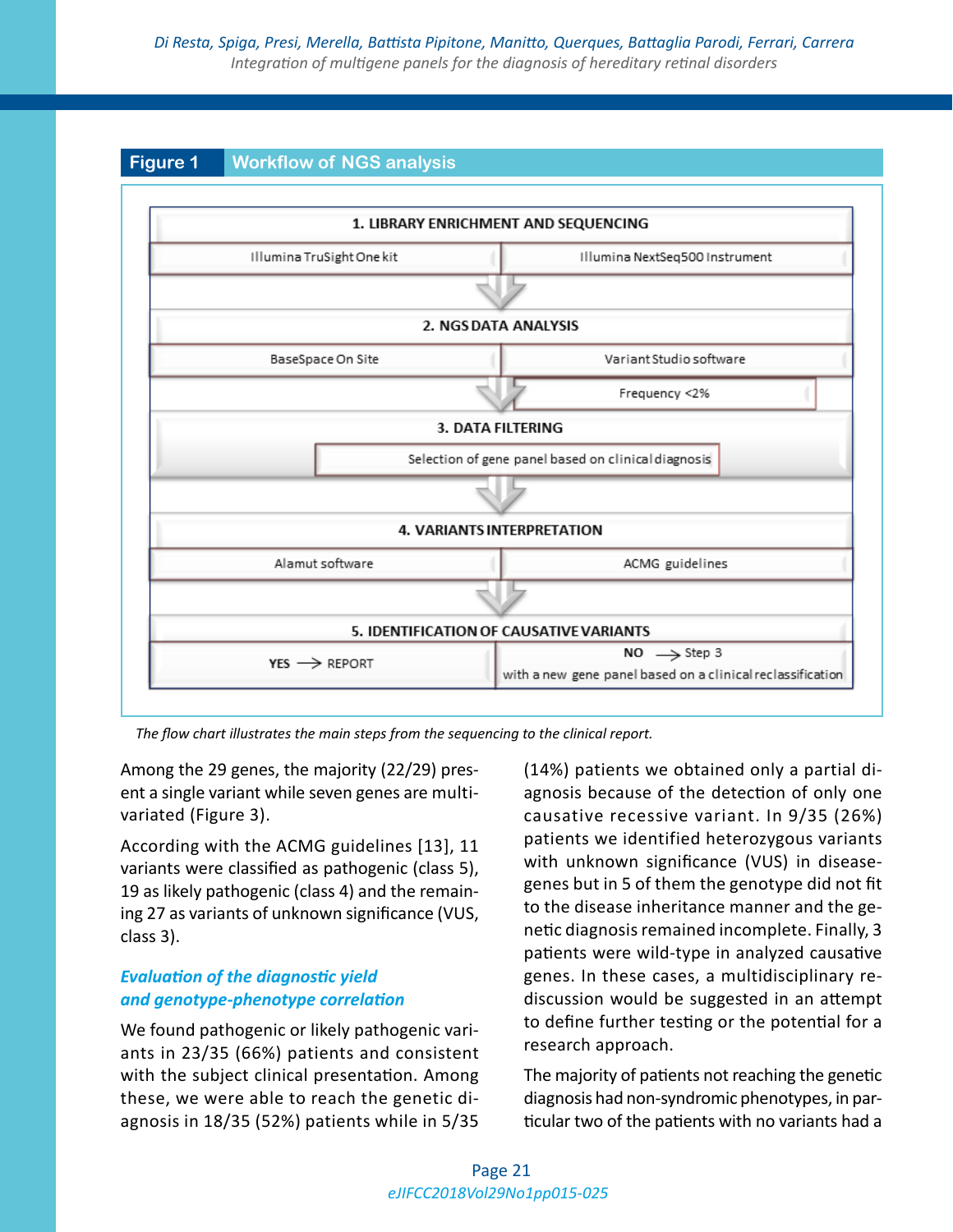**Figure 1** Workflow of NGS analysis

1. LIBRARY ENRICHMENT AND SEQUENCING
   - Illumina TruSight One kit
   - Illumina NextSeq500 Instrument
2. NGS DATA ANALYSIS
   - BaseSpace On Site
   - Variant Studio software
   - Frequency <2%
3. DATA FILTERING
   - Selection of gene panel based on clinical diagnosis
4. VARIANTS INTERPRETATION
   - Alamut software
   - ACMG guidelines
5. IDENTIFICATION OF CAUSATIVE VARIANTS
   - YES → REPORT
   - NO → Step 3 with a new gene panel based on a clinical reclassification

*The flow chart illustrates the main steps from the sequencing to the clinical report.*

Among the 29 genes, the majority (22/29) present a single variant while seven genes are multivariated (Figure 3).

According with the ACMG guidelines [13], 11 variants were classified as pathogenic (class 5), 19 as likely pathogenic (class 4) and the remaining 27 as variants of unknown significance (VUS, class 3).

### *Evaluation of the diagnostic yield and genotype-phenotype correlation*

We found pathogenic or likely pathogenic variants in 23/35 (66%) patients and consistent with the subject clinical presentation. Among these, we were able to reach the genetic diagnosis in 18/35 (52%) patients while in 5/35 (14%) patients we obtained only a partial diagnosis because of the detection of only one causative recessive variant. In 9/35 (26%) patients we identified heterozygous variants with unknown significance (VUS) in disease-genes but in 5 of them the genotype did not fit to the disease inheritance manner and the genetic diagnosis remained incomplete. Finally, 3 patients were wild-type in analyzed causative genes. In these cases, a multidisciplinary rediscussion would be suggested in an attempt to define further testing or the potential for a research approach.

The majority of patients not reaching the genetic diagnosis had non-syndromic phenotypes, in particular two of the patients with no variants had a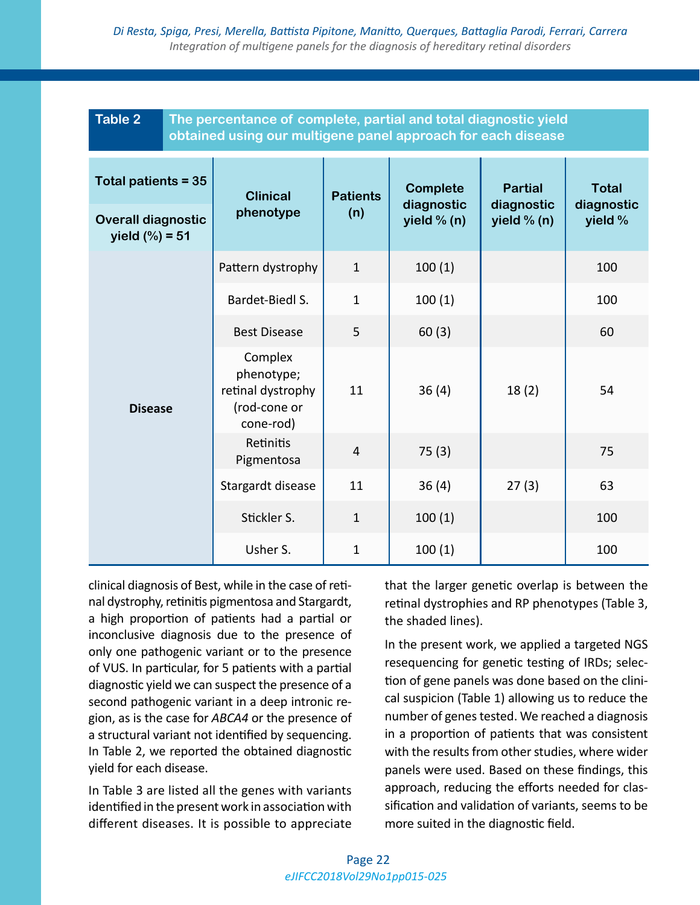**Table 2** The percentance of complete, partial and total diagnostic yield obtained using our multigene panel approach for each disease

| Total patients = 35 / Overall diagnostic yield (%) = 51 | Clinical phenotype | Patients (n) | Complete diagnostic yield % (n) | Partial diagnostic yield % (n) | Total diagnostic yield % |
|---|---|---|---|---|---|
| Disease | Pattern dystrophy | 1 | 100 (1) | | 100 |
| | Bardet-Biedl S. | 1 | 100 (1) | | 100 |
| | Best Disease | 5 | 60 (3) | | 60 |
| | Complex phenotype; retinal dystrophy (rod-cone or cone-rod) | 11 | 36 (4) | 18 (2) | 54 |
| | Retinitis Pigmentosa | 4 | 75 (3) | | 75 |
| | Stargardt disease | 11 | 36 (4) | 27 (3) | 63 |
| | Stickler S. | 1 | 100 (1) | | 100 |
| | Usher S. | 1 | 100 (1) | | 100 |

clinical diagnosis of Best, while in the case of retinal dystrophy, retinitis pigmentosa and Stargardt, a high proportion of patients had a partial or inconclusive diagnosis due to the presence of only one pathogenic variant or to the presence of VUS. In particular, for 5 patients with a partial diagnostic yield we can suspect the presence of a second pathogenic variant in a deep intronic region, as is the case for *ABCA4* or the presence of a structural variant not identified by sequencing. In Table 2, we reported the obtained diagnostic yield for each disease.

In Table 3 are listed all the genes with variants identified in the present work in association with different diseases. It is possible to appreciate that the larger genetic overlap is between the retinal dystrophies and RP phenotypes (Table 3, the shaded lines).

In the present work, we applied a targeted NGS resequencing for genetic testing of IRDs; selection of gene panels was done based on the clinical suspicion (Table 1) allowing us to reduce the number of genes tested. We reached a diagnosis in a proportion of patients that was consistent with the results from other studies, where wider panels were used. Based on these findings, this approach, reducing the efforts needed for classification and validation of variants, seems to be more suited in the diagnostic field.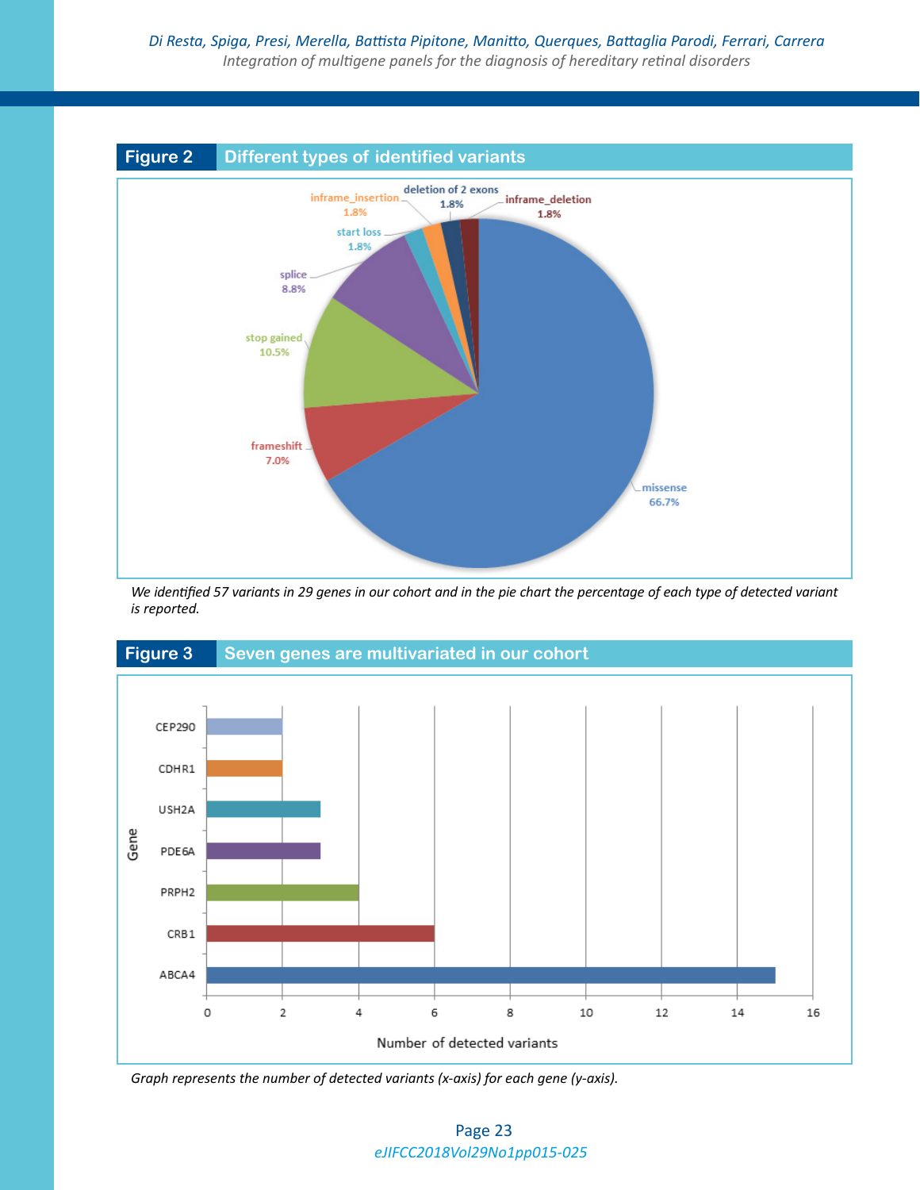## Figure 2 Different types of identified variants

*We identified 57 variants in 29 genes in our cohort and in the pie chart the percentage of each type of detected variant is reported.*

## Figure 3 Seven genes are multivariated in our cohort

*Graph represents the number of detected variants (x-axis) for each gene (y-axis).*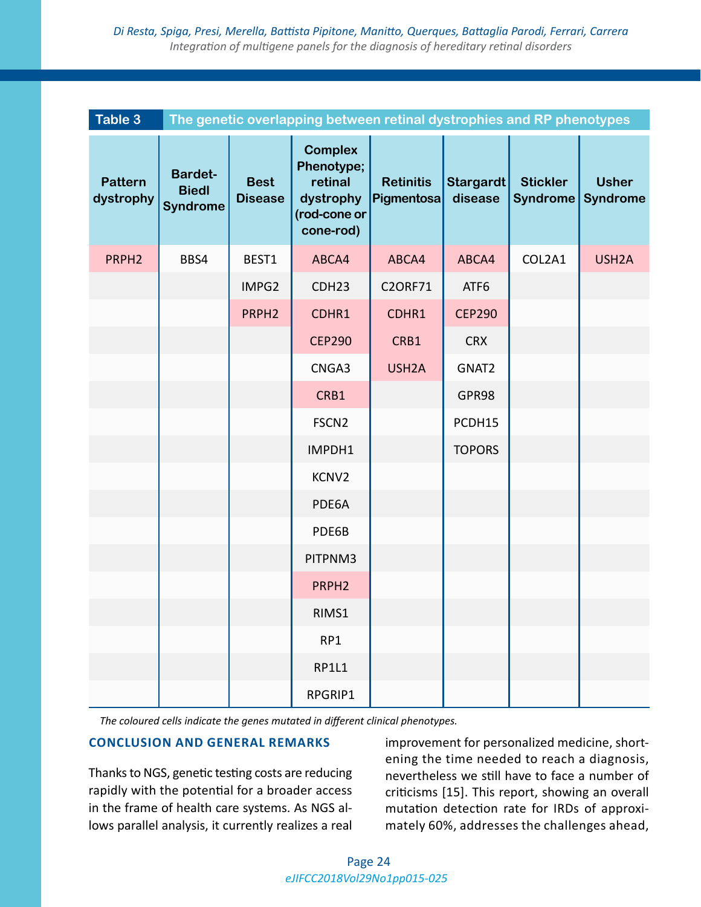**Table 3** The genetic overlapping between retinal dystrophies and RP phenotypes

| Pattern dystrophy | Bardet-Biedl Syndrome | Best Disease | Complex Phenotype; retinal dystrophy (rod-cone or cone-rod) | Retinitis Pigmentosa | Stargardt disease | Stickler Syndrome | Usher Syndrome |
|---|---|---|---|---|---|---|---|
| PRPH2 | BBS4 | BEST1 | ABCA4 | ABCA4 | ABCA4 | COL2A1 | USH2A |
| | | IMPG2 | CDH23 | C2ORF71 | ATF6 | | |
| | | PRPH2 | CDHR1 | CDHR1 | CEP290 | | |
| | | | CEP290 | CRB1 | CRX | | |
| | | | CNGA3 | USH2A | GNAT2 | | |
| | | | CRB1 | | GPR98 | | |
| | | | FSCN2 | | PCDH15 | | |
| | | | IMPDH1 | | TOPORS | | |
| | | | KCNV2 | | | | |
| | | | PDE6A | | | | |
| | | | PDE6B | | | | |
| | | | PITPNM3 | | | | |
| | | | PRPH2 | | | | |
| | | | RIMS1 | | | | |
| | | | RP1 | | | | |
| | | | RP1L1 | | | | |
| | | | RPGRIP1 | | | | |

*The coloured cells indicate the genes mutated in different clinical phenotypes.*

## CONCLUSION AND GENERAL REMARKS

Thanks to NGS, genetic testing costs are reducing rapidly with the potential for a broader access in the frame of health care systems. As NGS allows parallel analysis, it currently realizes a real improvement for personalized medicine, shortening the time needed to reach a diagnosis, nevertheless we still have to face a number of criticisms [15]. This report, showing an overall mutation detection rate for IRDs of approximately 60%, addresses the challenges ahead,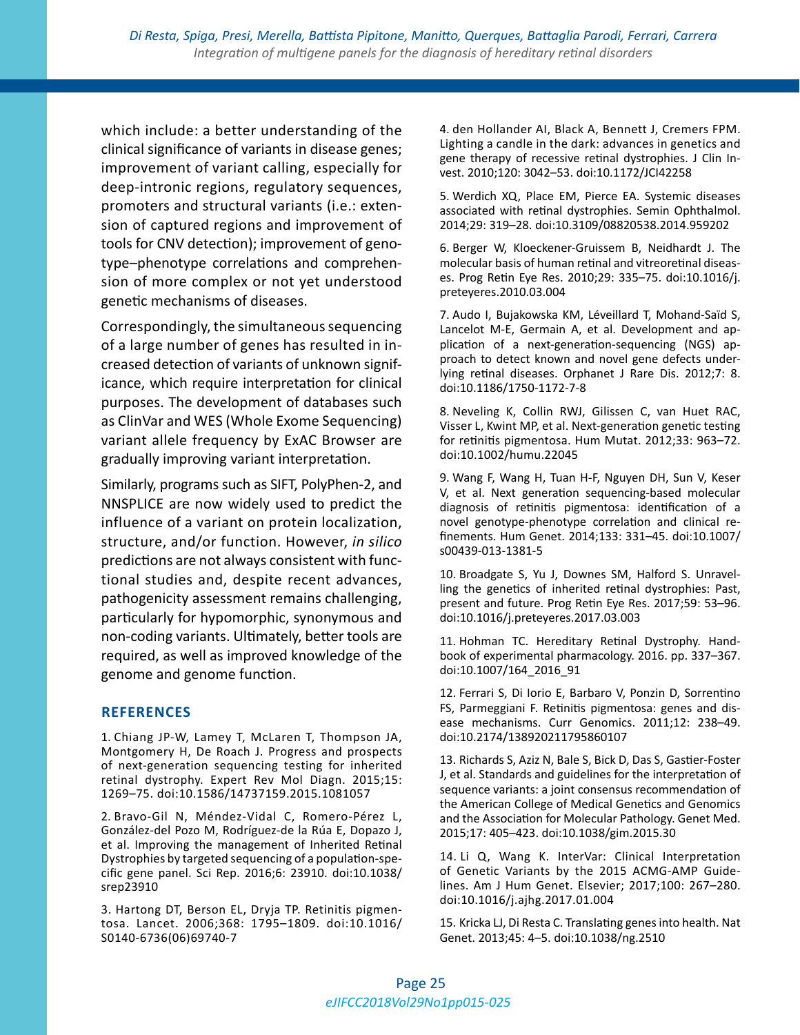which include: a better understanding of the clinical significance of variants in disease genes; improvement of variant calling, especially for deep-intronic regions, regulatory sequences, promoters and structural variants (i.e.: extension of captured regions and improvement of tools for CNV detection); improvement of genotype–phenotype correlations and comprehension of more complex or not yet understood genetic mechanisms of diseases.

Correspondingly, the simultaneous sequencing of a large number of genes has resulted in increased detection of variants of unknown significance, which require interpretation for clinical purposes. The development of databases such as ClinVar and WES (Whole Exome Sequencing) variant allele frequency by ExAC Browser are gradually improving variant interpretation.

Similarly, programs such as SIFT, PolyPhen-2, and NNSPLICE are now widely used to predict the influence of a variant on protein localization, structure, and/or function. However, *in silico* predictions are not always consistent with functional studies and, despite recent advances, pathogenicity assessment remains challenging, particularly for hypomorphic, synonymous and non-coding variants. Ultimately, better tools are required, as well as improved knowledge of the genome and genome function.

## REFERENCES

1. Chiang JP-W, Lamey T, McLaren T, Thompson JA, Montgomery H, De Roach J. Progress and prospects of next-generation sequencing testing for inherited retinal dystrophy. Expert Rev Mol Diagn. 2015;15: 1269–75. doi:10.1586/14737159.2015.1081057

2. Bravo-Gil N, Méndez-Vidal C, Romero-Pérez L, González-del Pozo M, Rodríguez-de la Rúa E, Dopazo J, et al. Improving the management of Inherited Retinal Dystrophies by targeted sequencing of a population-specific gene panel. Sci Rep. 2016;6: 23910. doi:10.1038/srep23910

3. Hartong DT, Berson EL, Dryja TP. Retinitis pigmentosa. Lancet. 2006;368: 1795–1809. doi:10.1016/S0140-6736(06)69740-7

4. den Hollander AI, Black A, Bennett J, Cremers FPM. Lighting a candle in the dark: advances in genetics and gene therapy of recessive retinal dystrophies. J Clin Invest. 2010;120: 3042–53. doi:10.1172/JCI42258

5. Werdich XQ, Place EM, Pierce EA. Systemic diseases associated with retinal dystrophies. Semin Ophthalmol. 2014;29: 319–28. doi:10.3109/08820538.2014.959202

6. Berger W, Kloeckener-Gruissem B, Neidhardt J. The molecular basis of human retinal and vitreoretinal diseases. Prog Retin Eye Res. 2010;29: 335–75. doi:10.1016/j.preteyeres.2010.03.004

7. Audo I, Bujakowska KM, Léveillard T, Mohand-Saïd S, Lancelot M-E, Germain A, et al. Development and application of a next-generation-sequencing (NGS) approach to detect known and novel gene defects underlying retinal diseases. Orphanet J Rare Dis. 2012;7: 8. doi:10.1186/1750-1172-7-8

8. Neveling K, Collin RWJ, Gilissen C, van Huet RAC, Visser L, Kwint MP, et al. Next-generation genetic testing for retinitis pigmentosa. Hum Mutat. 2012;33: 963–72. doi:10.1002/humu.22045

9. Wang F, Wang H, Tuan H-F, Nguyen DH, Sun V, Keser V, et al. Next generation sequencing-based molecular diagnosis of retinitis pigmentosa: identification of a novel genotype-phenotype correlation and clinical refinements. Hum Genet. 2014;133: 331–45. doi:10.1007/s00439-013-1381-5

10. Broadgate S, Yu J, Downes SM, Halford S. Unravelling the genetics of inherited retinal dystrophies: Past, present and future. Prog Retin Eye Res. 2017;59: 53–96. doi:10.1016/j.preteyeres.2017.03.003

11. Hohman TC. Hereditary Retinal Dystrophy. Handbook of experimental pharmacology. 2016. pp. 337–367. doi:10.1007/164_2016_91

12. Ferrari S, Di Iorio E, Barbaro V, Ponzin D, Sorrentino FS, Parmeggiani F. Retinitis pigmentosa: genes and disease mechanisms. Curr Genomics. 2011;12: 238–49. doi:10.2174/138920211795860107

13. Richards S, Aziz N, Bale S, Bick D, Das S, Gastier-Foster J, et al. Standards and guidelines for the interpretation of sequence variants: a joint consensus recommendation of the American College of Medical Genetics and Genomics and the Association for Molecular Pathology. Genet Med. 2015;17: 405–423. doi:10.1038/gim.2015.30

14. Li Q, Wang K. InterVar: Clinical Interpretation of Genetic Variants by the 2015 ACMG-AMP Guidelines. Am J Hum Genet. Elsevier; 2017;100: 267–280. doi:10.1016/j.ajhg.2017.01.004

15. Kricka LJ, Di Resta C. Translating genes into health. Nat Genet. 2013;45: 4–5. doi:10.1038/ng.2510